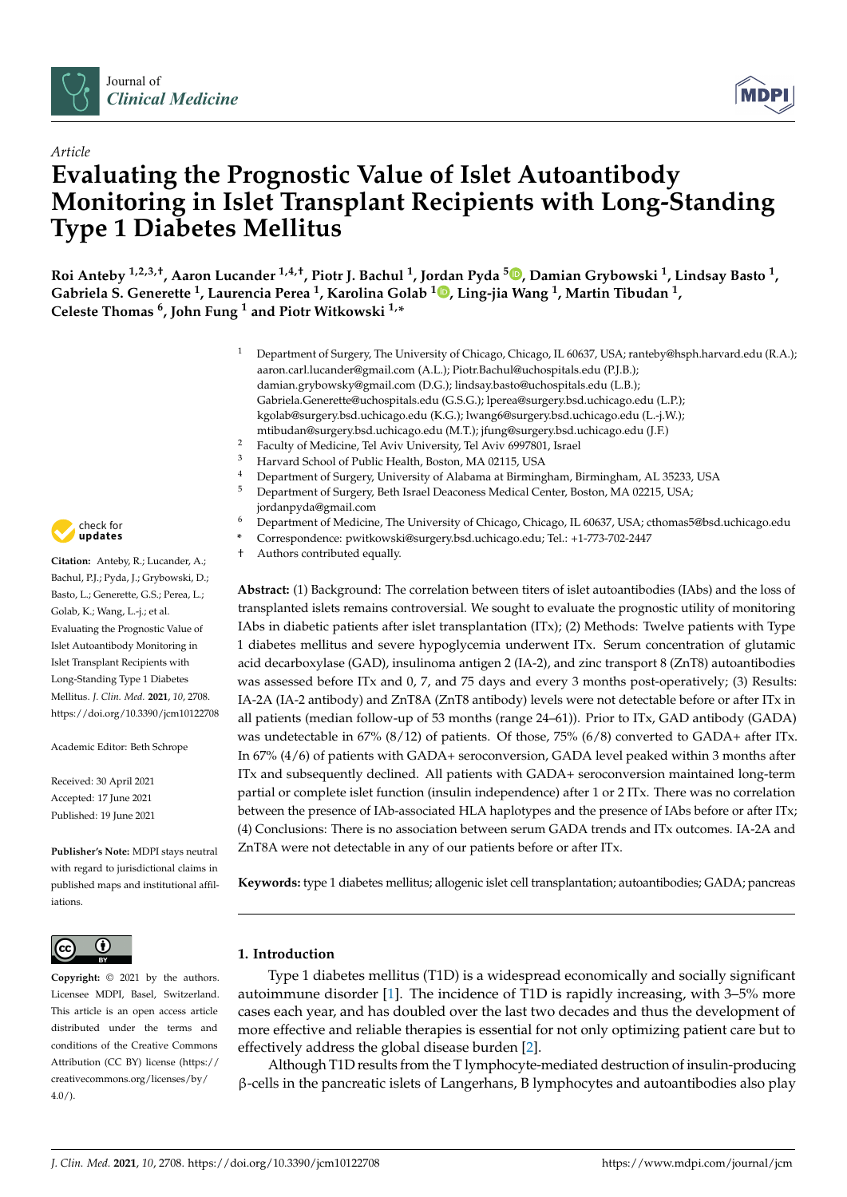*Article*

# Evaluating the Prognostic Value of Islet Autoantibody Monitoring in Islet Transplant Recipients with Long-Standing Type 1 Diabetes Mellitus

**Roi Anteby [1,2,3,†], Aaron Lucander [1,4,†], Piotr J. Bachul [1], Jordan Pyda [5], Damian Grybowski [1], Lindsay Basto [1], Gabriela S. Generette [1], Laurencia Perea [1], Karolina Golab [1], Ling-jia Wang [1], Martin Tibudan [1], Celeste Thomas [6], John Fung [1] and Piotr Witkowski [1,*]**

1. Department of Surgery, The University of Chicago, Chicago, IL 60637, USA; ranteby@hsph.harvard.edu (R.A.); aaron.carl.lucander@gmail.com (A.L.); Piotr.Bachul@uchospitals.edu (P.J.B.); damian.grybowsky@gmail.com (D.G.); lindsay.basto@uchospitals.edu (L.B.); Gabriela.Generette@uchospitals.edu (G.S.G.); lperea@surgery.bsd.uchicago.edu (L.P.); kgolab@surgery.bsd.uchicago.edu (K.G.); lwang6@surgery.bsd.uchicago.edu (L.-j.W.); mtibudan@surgery.bsd.uchicago.edu (M.T.); jfung@surgery.bsd.uchicago.edu (J.F.)
2. Faculty of Medicine, Tel Aviv University, Tel Aviv 6997801, Israel
3. Harvard School of Public Health, Boston, MA 02115, USA
4. Department of Surgery, University of Alabama at Birmingham, Birmingham, AL 35233, USA
5. Department of Surgery, Beth Israel Deaconess Medical Center, Boston, MA 02215, USA; jordanpyda@gmail.com
6. Department of Medicine, The University of Chicago, Chicago, IL 60637, USA; cthomas5@bsd.uchicago.edu

\* Correspondence: pwitkowski@surgery.bsd.uchicago.edu; Tel.: +1-773-702-2447

† Authors contributed equally.

**Citation:** Anteby, R.; Lucander, A.; Bachul, P.J.; Pyda, J.; Grybowski, D.; Basto, L.; Generette, G.S.; Perea, L.; Golab, K.; Wang, L.-j.; et al. Evaluating the Prognostic Value of Islet Autoantibody Monitoring in Islet Transplant Recipients with Long-Standing Type 1 Diabetes Mellitus. *J. Clin. Med.* **2021**, *10*, 2708. https://doi.org/10.3390/jcm10122708

Academic Editor: Beth Schrope

Received: 30 April 2021
Accepted: 17 June 2021
Published: 19 June 2021

**Publisher's Note:** MDPI stays neutral with regard to jurisdictional claims in published maps and institutional affiliations.

**Copyright:** © 2021 by the authors. Licensee MDPI, Basel, Switzerland. This article is an open access article distributed under the terms and conditions of the Creative Commons Attribution (CC BY) license (https://creativecommons.org/licenses/by/4.0/).

**Abstract:** (1) Background: The correlation between titers of islet autoantibodies (IAbs) and the loss of transplanted islets remains controversial. We sought to evaluate the prognostic utility of monitoring IAbs in diabetic patients after islet transplantation (ITx); (2) Methods: Twelve patients with Type 1 diabetes mellitus and severe hypoglycemia underwent ITx. Serum concentration of glutamic acid decarboxylase (GAD), insulinoma antigen 2 (IA-2), and zinc transport 8 (ZnT8) autoantibodies was assessed before ITx and 0, 7, and 75 days and every 3 months post-operatively; (3) Results: IA-2A (IA-2 antibody) and ZnT8A (ZnT8 antibody) levels were not detectable before or after ITx in all patients (median follow-up of 53 months (range 24–61)). Prior to ITx, GAD antibody (GADA) was undetectable in 67% (8/12) of patients. Of those, 75% (6/8) converted to GADA+ after ITx. In 67% (4/6) of patients with GADA+ seroconversion, GADA level peaked within 3 months after ITx and subsequently declined. All patients with GADA+ seroconversion maintained long-term partial or complete islet function (insulin independence) after 1 or 2 ITx. There was no correlation between the presence of IAb-associated HLA haplotypes and the presence of IAbs before or after ITx; (4) Conclusions: There is no association between serum GADA trends and ITx outcomes. IA-2A and ZnT8A were not detectable in any of our patients before or after ITx.

**Keywords:** type 1 diabetes mellitus; allogenic islet cell transplantation; autoantibodies; GADA; pancreas

## 1. Introduction

Type 1 diabetes mellitus (T1D) is a widespread economically and socially significant autoimmune disorder [1]. The incidence of T1D is rapidly increasing, with 3–5% more cases each year, and has doubled over the last two decades and thus the development of more effective and reliable therapies is essential for not only optimizing patient care but to effectively address the global disease burden [2].

Although T1D results from the T lymphocyte-mediated destruction of insulin-producing β-cells in the pancreatic islets of Langerhans, B lymphocytes and autoantibodies also play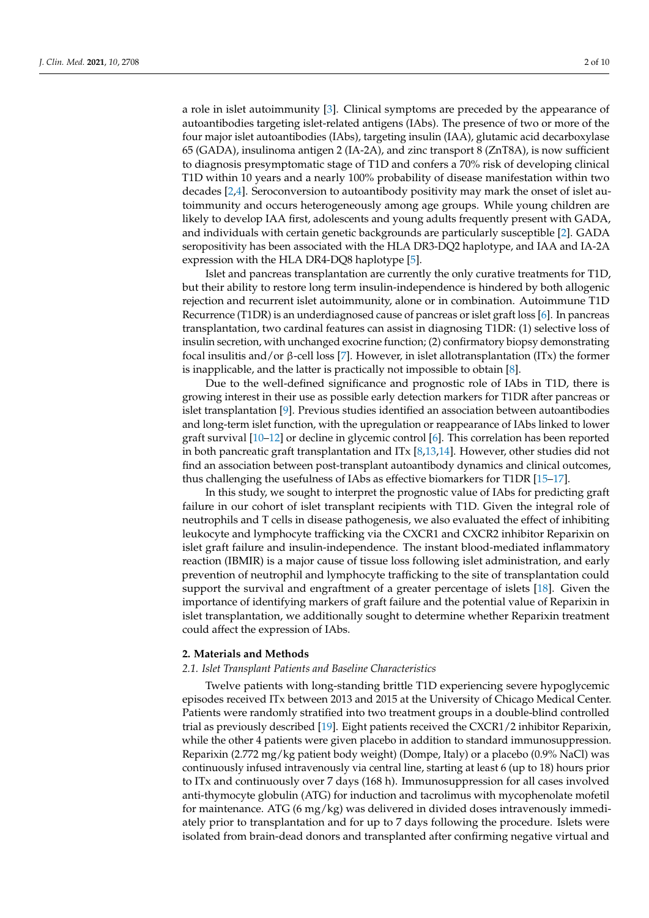a role in islet autoimmunity [3]. Clinical symptoms are preceded by the appearance of autoantibodies targeting islet-related antigens (IAbs). The presence of two or more of the four major islet autoantibodies (IAbs), targeting insulin (IAA), glutamic acid decarboxylase 65 (GADA), insulinoma antigen 2 (IA-2A), and zinc transport 8 (ZnT8A), is now sufficient to diagnosis presymptomatic stage of T1D and confers a 70% risk of developing clinical T1D within 10 years and a nearly 100% probability of disease manifestation within two decades [2,4]. Seroconversion to autoantibody positivity may mark the onset of islet autoimmunity and occurs heterogeneously among age groups. While young children are likely to develop IAA first, adolescents and young adults frequently present with GADA, and individuals with certain genetic backgrounds are particularly susceptible [2]. GADA seropositivity has been associated with the HLA DR3-DQ2 haplotype, and IAA and IA-2A expression with the HLA DR4-DQ8 haplotype [5].

Islet and pancreas transplantation are currently the only curative treatments for T1D, but their ability to restore long term insulin-independence is hindered by both allogenic rejection and recurrent islet autoimmunity, alone or in combination. Autoimmune T1D Recurrence (T1DR) is an underdiagnosed cause of pancreas or islet graft loss [6]. In pancreas transplantation, two cardinal features can assist in diagnosing T1DR: (1) selective loss of insulin secretion, with unchanged exocrine function; (2) confirmatory biopsy demonstrating focal insulitis and/or β-cell loss [7]. However, in islet allotransplantation (ITx) the former is inapplicable, and the latter is practically not impossible to obtain [8].

Due to the well-defined significance and prognostic role of IAbs in T1D, there is growing interest in their use as possible early detection markers for T1DR after pancreas or islet transplantation [9]. Previous studies identified an association between autoantibodies and long-term islet function, with the upregulation or reappearance of IAbs linked to lower graft survival [10–12] or decline in glycemic control [6]. This correlation has been reported in both pancreatic graft transplantation and ITx [8,13,14]. However, other studies did not find an association between post-transplant autoantibody dynamics and clinical outcomes, thus challenging the usefulness of IAbs as effective biomarkers for T1DR [15–17].

In this study, we sought to interpret the prognostic value of IAbs for predicting graft failure in our cohort of islet transplant recipients with T1D. Given the integral role of neutrophils and T cells in disease pathogenesis, we also evaluated the effect of inhibiting leukocyte and lymphocyte trafficking via the CXCR1 and CXCR2 inhibitor Reparixin on islet graft failure and insulin-independence. The instant blood-mediated inflammatory reaction (IBMIR) is a major cause of tissue loss following islet administration, and early prevention of neutrophil and lymphocyte trafficking to the site of transplantation could support the survival and engraftment of a greater percentage of islets [18]. Given the importance of identifying markers of graft failure and the potential value of Reparixin in islet transplantation, we additionally sought to determine whether Reparixin treatment could affect the expression of IAbs.

## 2. Materials and Methods

### *2.1. Islet Transplant Patients and Baseline Characteristics*

Twelve patients with long-standing brittle T1D experiencing severe hypoglycemic episodes received ITx between 2013 and 2015 at the University of Chicago Medical Center. Patients were randomly stratified into two treatment groups in a double-blind controlled trial as previously described [19]. Eight patients received the CXCR1/2 inhibitor Reparixin, while the other 4 patients were given placebo in addition to standard immunosuppression. Reparixin (2.772 mg/kg patient body weight) (Dompe, Italy) or a placebo (0.9% NaCl) was continuously infused intravenously via central line, starting at least 6 (up to 18) hours prior to ITx and continuously over 7 days (168 h). Immunosuppression for all cases involved anti-thymocyte globulin (ATG) for induction and tacrolimus with mycophenolate mofetil for maintenance. ATG (6 mg/kg) was delivered in divided doses intravenously immediately prior to transplantation and for up to 7 days following the procedure. Islets were isolated from brain-dead donors and transplanted after confirming negative virtual and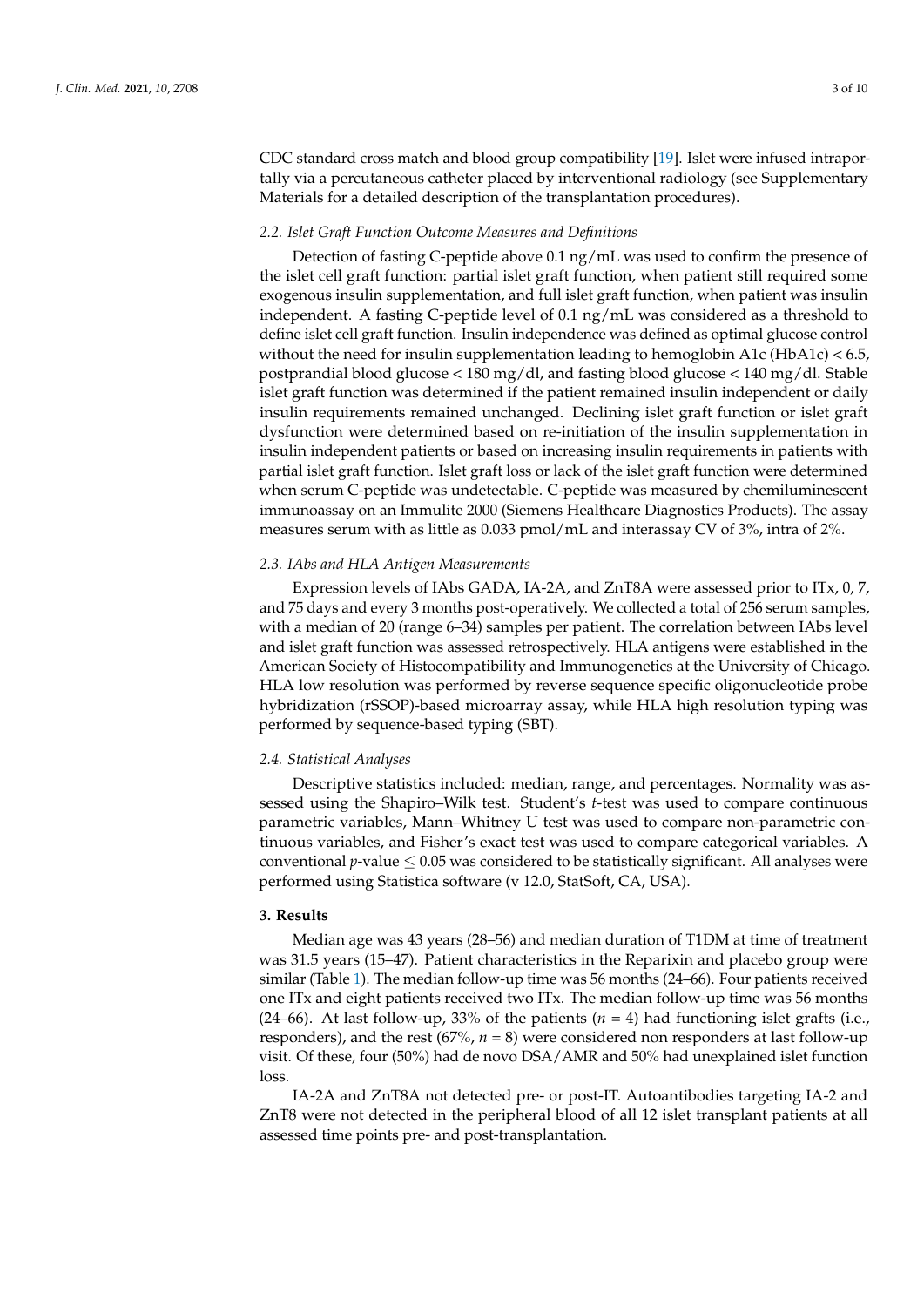CDC standard cross match and blood group compatibility [19]. Islet were infused intraportally via a percutaneous catheter placed by interventional radiology (see Supplementary Materials for a detailed description of the transplantation procedures).

### 2.2. Islet Graft Function Outcome Measures and Definitions

Detection of fasting C-peptide above 0.1 ng/mL was used to confirm the presence of the islet cell graft function: partial islet graft function, when patient still required some exogenous insulin supplementation, and full islet graft function, when patient was insulin independent. A fasting C-peptide level of 0.1 ng/mL was considered as a threshold to define islet cell graft function. Insulin independence was defined as optimal glucose control without the need for insulin supplementation leading to hemoglobin A1c (HbA1c) < 6.5, postprandial blood glucose < 180 mg/dl, and fasting blood glucose < 140 mg/dl. Stable islet graft function was determined if the patient remained insulin independent or daily insulin requirements remained unchanged. Declining islet graft function or islet graft dysfunction were determined based on re-initiation of the insulin supplementation in insulin independent patients or based on increasing insulin requirements in patients with partial islet graft function. Islet graft loss or lack of the islet graft function were determined when serum C-peptide was undetectable. C-peptide was measured by chemiluminescent immunoassay on an Immulite 2000 (Siemens Healthcare Diagnostics Products). The assay measures serum with as little as 0.033 pmol/mL and interassay CV of 3%, intra of 2%.

### 2.3. IAbs and HLA Antigen Measurements

Expression levels of IAbs GADA, IA-2A, and ZnT8A were assessed prior to ITx, 0, 7, and 75 days and every 3 months post-operatively. We collected a total of 256 serum samples, with a median of 20 (range 6–34) samples per patient. The correlation between IAbs level and islet graft function was assessed retrospectively. HLA antigens were established in the American Society of Histocompatibility and Immunogenetics at the University of Chicago. HLA low resolution was performed by reverse sequence specific oligonucleotide probe hybridization (rSSOP)-based microarray assay, while HLA high resolution typing was performed by sequence-based typing (SBT).

### 2.4. Statistical Analyses

Descriptive statistics included: median, range, and percentages. Normality was assessed using the Shapiro–Wilk test. Student's *t*-test was used to compare continuous parametric variables, Mann–Whitney U test was used to compare non-parametric continuous variables, and Fisher's exact test was used to compare categorical variables. A conventional $p$-value $\leq 0.05$ was considered to be statistically significant. All analyses were performed using Statistica software (v 12.0, StatSoft, CA, USA).

## 3. Results

Median age was 43 years (28–56) and median duration of T1DM at time of treatment was 31.5 years (15–47). Patient characteristics in the Reparixin and placebo group were similar (Table 1). The median follow-up time was 56 months (24–66). Four patients received one ITx and eight patients received two ITx. The median follow-up time was 56 months (24–66). At last follow-up, 33% of the patients ($n = 4$) had functioning islet grafts (i.e., responders), and the rest (67%, $n = 8$) were considered non responders at last follow-up visit. Of these, four (50%) had de novo DSA/AMR and 50% had unexplained islet function loss.

IA-2A and ZnT8A not detected pre- or post-IT. Autoantibodies targeting IA-2 and ZnT8 were not detected in the peripheral blood of all 12 islet transplant patients at all assessed time points pre- and post-transplantation.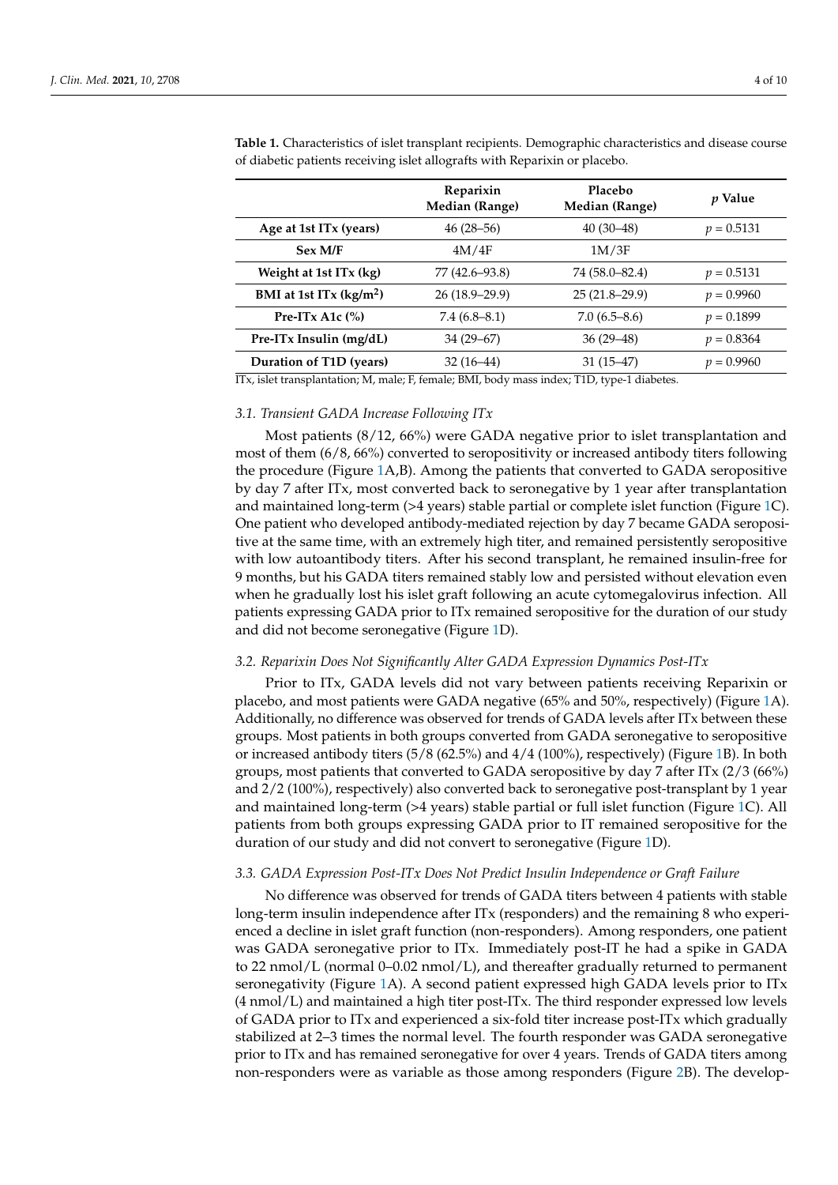**Table 1.** Characteristics of islet transplant recipients. Demographic characteristics and disease course of diabetic patients receiving islet allografts with Reparixin or placebo.

| | Reparixin Median (Range) | Placebo Median (Range) | *p* Value |
|---|---|---|---|
| **Age at 1st ITx (years)** | 46 (28–56) | 40 (30–48) | $p = 0.5131$ |
| **Sex M/F** | 4M/4F | 1M/3F | |
| **Weight at 1st ITx (kg)** | 77 (42.6–93.8) | 74 (58.0–82.4) | $p = 0.5131$ |
| **BMI at 1st ITx (kg/m$^2$)** | 26 (18.9–29.9) | 25 (21.8–29.9) | $p = 0.9960$ |
| **Pre-ITx A1c (%)** | 7.4 (6.8–8.1) | 7.0 (6.5–8.6) | $p = 0.1899$ |
| **Pre-ITx Insulin (mg/dL)** | 34 (29–67) | 36 (29–48) | $p = 0.8364$ |
| **Duration of T1D (years)** | 32 (16–44) | 31 (15–47) | $p = 0.9960$ |

ITx, islet transplantation; M, male; F, female; BMI, body mass index; T1D, type-1 diabetes.

### 3.1. Transient GADA Increase Following ITx

Most patients (8/12, 66%) were GADA negative prior to islet transplantation and most of them (6/8, 66%) converted to seropositivity or increased antibody titers following the procedure (Figure 1A,B). Among the patients that converted to GADA seropositive by day 7 after ITx, most converted back to seronegative by 1 year after transplantation and maintained long-term (>4 years) stable partial or complete islet function (Figure 1C). One patient who developed antibody-mediated rejection by day 7 became GADA seropositive at the same time, with an extremely high titer, and remained persistently seropositive with low autoantibody titers. After his second transplant, he remained insulin-free for 9 months, but his GADA titers remained stably low and persisted without elevation even when he gradually lost his islet graft following an acute cytomegalovirus infection. All patients expressing GADA prior to ITx remained seropositive for the duration of our study and did not become seronegative (Figure 1D).

### 3.2. Reparixin Does Not Significantly Alter GADA Expression Dynamics Post-ITx

Prior to ITx, GADA levels did not vary between patients receiving Reparixin or placebo, and most patients were GADA negative (65% and 50%, respectively) (Figure 1A). Additionally, no difference was observed for trends of GADA levels after ITx between these groups. Most patients in both groups converted from GADA seronegative to seropositive or increased antibody titers (5/8 (62.5%) and 4/4 (100%), respectively) (Figure 1B). In both groups, most patients that converted to GADA seropositive by day 7 after ITx (2/3 (66%) and 2/2 (100%), respectively) also converted back to seronegative post-transplant by 1 year and maintained long-term (>4 years) stable partial or full islet function (Figure 1C). All patients from both groups expressing GADA prior to IT remained seropositive for the duration of our study and did not convert to seronegative (Figure 1D).

### 3.3. GADA Expression Post-ITx Does Not Predict Insulin Independence or Graft Failure

No difference was observed for trends of GADA titers between 4 patients with stable long-term insulin independence after ITx (responders) and the remaining 8 who experienced a decline in islet graft function (non-responders). Among responders, one patient was GADA seronegative prior to ITx. Immediately post-IT he had a spike in GADA to 22 nmol/L (normal 0–0.02 nmol/L), and thereafter gradually returned to permanent seronegativity (Figure 1A). A second patient expressed high GADA levels prior to ITx (4 nmol/L) and maintained a high titer post-ITx. The third responder expressed low levels of GADA prior to ITx and experienced a six-fold titer increase post-ITx which gradually stabilized at 2–3 times the normal level. The fourth responder was GADA seronegative prior to ITx and has remained seronegative for over 4 years. Trends of GADA titers among non-responders were as variable as those among responders (Figure 2B). The develop-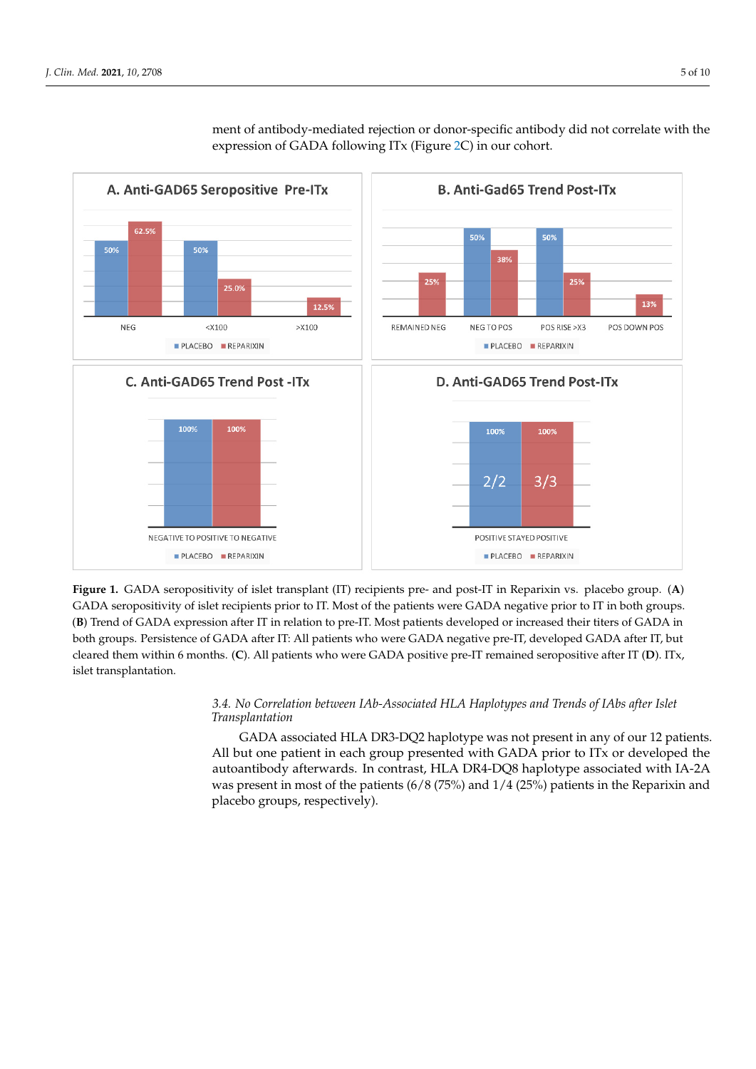ment of antibody-mediated rejection or donor-specific antibody did not correlate with the expression of GADA following ITx (Figure 2C) in our cohort.

A. Anti-GAD65 Seropositive Pre-ITx

50%
62.5%
50%
25.0%
12.5%
NEG
<X100
>X100
PLACEBO
REPARIXIN

B. Anti-Gad65 Trend Post-ITx

25%
50%
38%
50%
25%
13%
REMAINED NEG
NEG TO POS
POS RISE >X3
POS DOWN POS
PLACEBO
REPARIXIN

C. Anti-GAD65 Trend Post -ITx

100%
100%
NEGATIVE TO POSITIVE TO NEGATIVE
PLACEBO
REPARIXIN

D. Anti-GAD65 Trend Post-ITx

100%
100%
2/2
3/3
POSITIVE STAYED POSITIVE
PLACEBO
REPARIXIN

**Figure 1.** GADA seropositivity of islet transplant (IT) recipients pre- and post-IT in Reparixin vs. placebo group. (**A**) GADA seropositivity of islet recipients prior to IT. Most of the patients were GADA negative prior to IT in both groups. (**B**) Trend of GADA expression after IT in relation to pre-IT. Most patients developed or increased their titers of GADA in both groups. Persistence of GADA after IT: All patients who were GADA negative pre-IT, developed GADA after IT, but cleared them within 6 months. (**C**). All patients who were GADA positive pre-IT remained seropositive after IT (**D**). ITx, islet transplantation.

### *3.4. No Correlation between IAb-Associated HLA Haplotypes and Trends of IAbs after Islet Transplantation*

GADA associated HLA DR3-DQ2 haplotype was not present in any of our 12 patients. All but one patient in each group presented with GADA prior to ITx or developed the autoantibody afterwards. In contrast, HLA DR4-DQ8 haplotype associated with IA-2A was present in most of the patients (6/8 (75%) and 1/4 (25%) patients in the Reparixin and placebo groups, respectively).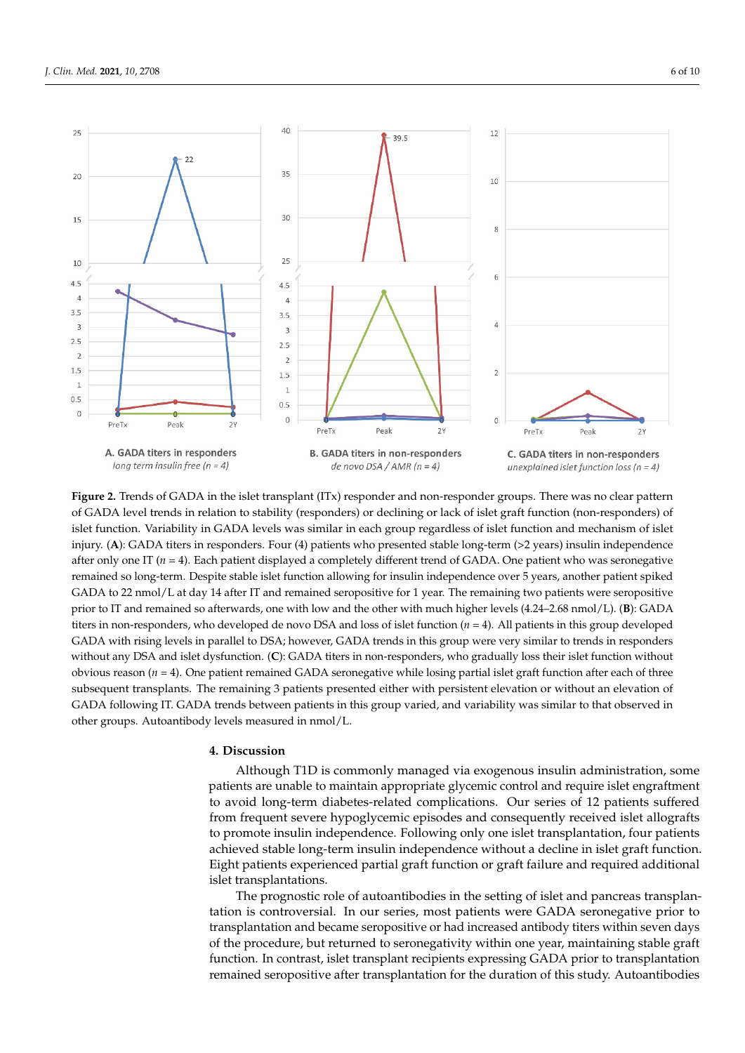25

20

15

10

4.5

4

3.5

3

2.5

2

1.5

1

0.5

0

22

PreTx Peak 2Y

A. GADA titers in responders
*long term insulin free (n = 4)*

40

35

30

25

4.5

4

3.5

3

2.5

2

1.5

1

0.5

0

39.5

PreTx Peak 2Y

B. GADA titers in non-responders
*de novo DSA / AMR (n = 4)*

12

10

8

6

4

2

0

PreTx Peak 2Y

C. GADA titers in non-responders
*unexplained islet function loss (n = 4)*

**Figure 2.** Trends of GADA in the islet transplant (ITx) responder and non-responder groups. There was no clear pattern of GADA level trends in relation to stability (responders) or declining or lack of islet graft function (non-responders) of islet function. Variability in GADA levels was similar in each group regardless of islet function and mechanism of islet injury. (**A**): GADA titers in responders. Four (4) patients who presented stable long-term (>2 years) insulin independence after only one IT ($n = 4$). Each patient displayed a completely different trend of GADA. One patient who was seronegative remained so long-term. Despite stable islet function allowing for insulin independence over 5 years, another patient spiked GADA to 22 nmol/L at day 14 after IT and remained seropositive for 1 year. The remaining two patients were seropositive prior to IT and remained so afterwards, one with low and the other with much higher levels (4.24–2.68 nmol/L). (**B**): GADA titers in non-responders, who developed de novo DSA and loss of islet function ($n = 4$). All patients in this group developed GADA with rising levels in parallel to DSA; however, GADA trends in this group were very similar to trends in responders without any DSA and islet dysfunction. (**C**): GADA titers in non-responders, who gradually loss their islet function without obvious reason ($n = 4$). One patient remained GADA seronegative while losing partial islet graft function after each of three subsequent transplants. The remaining 3 patients presented either with persistent elevation or without an elevation of GADA following IT. GADA trends between patients in this group varied, and variability was similar to that observed in other groups. Autoantibody levels measured in nmol/L.

## 4. Discussion

Although T1D is commonly managed via exogenous insulin administration, some patients are unable to maintain appropriate glycemic control and require islet engraftment to avoid long-term diabetes-related complications. Our series of 12 patients suffered from frequent severe hypoglycemic episodes and consequently received islet allografts to promote insulin independence. Following only one islet transplantation, four patients achieved stable long-term insulin independence without a decline in islet graft function. Eight patients experienced partial graft function or graft failure and required additional islet transplantations.

The prognostic role of autoantibodies in the setting of islet and pancreas transplantation is controversial. In our series, most patients were GADA seronegative prior to transplantation and became seropositive or had increased antibody titers within seven days of the procedure, but returned to seronegativity within one year, maintaining stable graft function. In contrast, islet transplant recipients expressing GADA prior to transplantation remained seropositive after transplantation for the duration of this study. Autoantibodies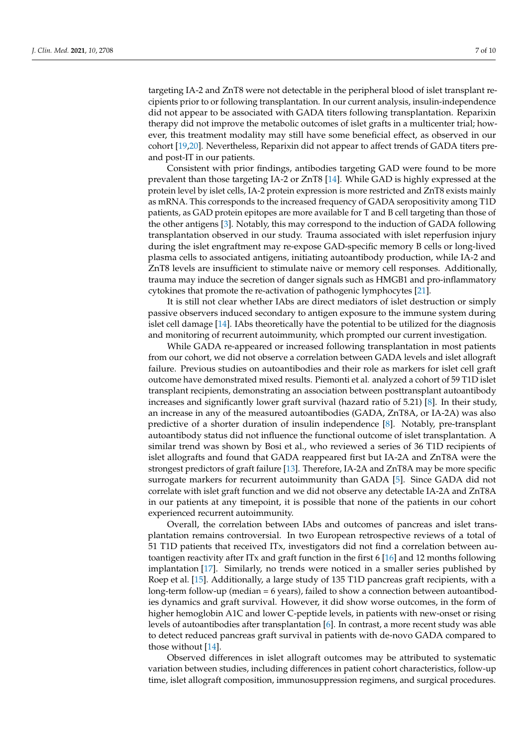targeting IA-2 and ZnT8 were not detectable in the peripheral blood of islet transplant recipients prior to or following transplantation. In our current analysis, insulin-independence did not appear to be associated with GADA titers following transplantation. Reparixin therapy did not improve the metabolic outcomes of islet grafts in a multicenter trial; however, this treatment modality may still have some beneficial effect, as observed in our cohort [19,20]. Nevertheless, Reparixin did not appear to affect trends of GADA titers pre- and post-IT in our patients.

Consistent with prior findings, antibodies targeting GAD were found to be more prevalent than those targeting IA-2 or ZnT8 [14]. While GAD is highly expressed at the protein level by islet cells, IA-2 protein expression is more restricted and ZnT8 exists mainly as mRNA. This corresponds to the increased frequency of GADA seropositivity among T1D patients, as GAD protein epitopes are more available for T and B cell targeting than those of the other antigens [3]. Notably, this may correspond to the induction of GADA following transplantation observed in our study. Trauma associated with islet reperfusion injury during the islet engraftment may re-expose GAD-specific memory B cells or long-lived plasma cells to associated antigens, initiating autoantibody production, while IA-2 and ZnT8 levels are insufficient to stimulate naive or memory cell responses. Additionally, trauma may induce the secretion of danger signals such as HMGB1 and pro-inflammatory cytokines that promote the re-activation of pathogenic lymphocytes [21].

It is still not clear whether IAbs are direct mediators of islet destruction or simply passive observers induced secondary to antigen exposure to the immune system during islet cell damage [14]. IAbs theoretically have the potential to be utilized for the diagnosis and monitoring of recurrent autoimmunity, which prompted our current investigation.

While GADA re-appeared or increased following transplantation in most patients from our cohort, we did not observe a correlation between GADA levels and islet allograft failure. Previous studies on autoantibodies and their role as markers for islet cell graft outcome have demonstrated mixed results. Piemonti et al. analyzed a cohort of 59 T1D islet transplant recipients, demonstrating an association between posttransplant autoantibody increases and significantly lower graft survival (hazard ratio of 5.21) [8]. In their study, an increase in any of the measured autoantibodies (GADA, ZnT8A, or IA-2A) was also predictive of a shorter duration of insulin independence [8]. Notably, pre-transplant autoantibody status did not influence the functional outcome of islet transplantation. A similar trend was shown by Bosi et al., who reviewed a series of 36 T1D recipients of islet allografts and found that GADA reappeared first but IA-2A and ZnT8A were the strongest predictors of graft failure [13]. Therefore, IA-2A and ZnT8A may be more specific surrogate markers for recurrent autoimmunity than GADA [5]. Since GADA did not correlate with islet graft function and we did not observe any detectable IA-2A and ZnT8A in our patients at any timepoint, it is possible that none of the patients in our cohort experienced recurrent autoimmunity.

Overall, the correlation between IAbs and outcomes of pancreas and islet transplantation remains controversial. In two European retrospective reviews of a total of 51 T1D patients that received ITx, investigators did not find a correlation between autoantigen reactivity after ITx and graft function in the first 6 [16] and 12 months following implantation [17]. Similarly, no trends were noticed in a smaller series published by Roep et al. [15]. Additionally, a large study of 135 T1D pancreas graft recipients, with a long-term follow-up (median = 6 years), failed to show a connection between autoantibodies dynamics and graft survival. However, it did show worse outcomes, in the form of higher hemoglobin A1C and lower C-peptide levels, in patients with new-onset or rising levels of autoantibodies after transplantation [6]. In contrast, a more recent study was able to detect reduced pancreas graft survival in patients with de-novo GADA compared to those without [14].

Observed differences in islet allograft outcomes may be attributed to systematic variation between studies, including differences in patient cohort characteristics, follow-up time, islet allograft composition, immunosuppression regimens, and surgical procedures.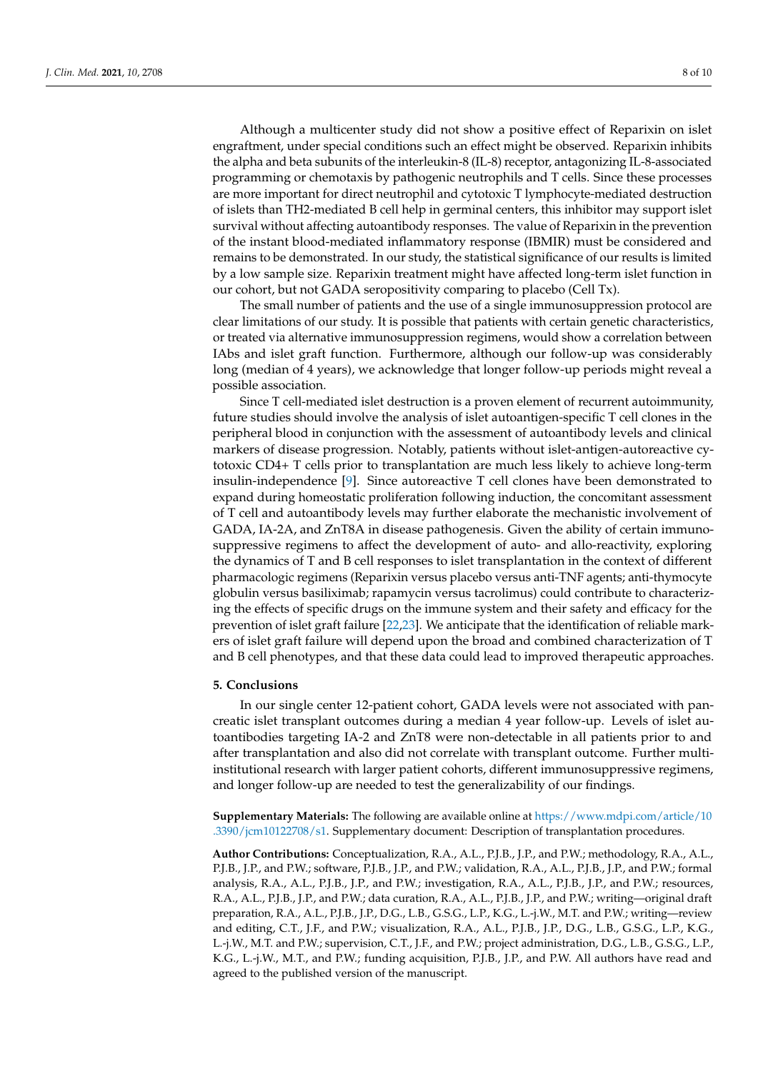Although a multicenter study did not show a positive effect of Reparixin on islet engraftment, under special conditions such an effect might be observed. Reparixin inhibits the alpha and beta subunits of the interleukin-8 (IL-8) receptor, antagonizing IL-8-associated programming or chemotaxis by pathogenic neutrophils and T cells. Since these processes are more important for direct neutrophil and cytotoxic T lymphocyte-mediated destruction of islets than TH2-mediated B cell help in germinal centers, this inhibitor may support islet survival without affecting autoantibody responses. The value of Reparixin in the prevention of the instant blood-mediated inflammatory response (IBMIR) must be considered and remains to be demonstrated. In our study, the statistical significance of our results is limited by a low sample size. Reparixin treatment might have affected long-term islet function in our cohort, but not GADA seropositivity comparing to placebo (Cell Tx).

The small number of patients and the use of a single immunosuppression protocol are clear limitations of our study. It is possible that patients with certain genetic characteristics, or treated via alternative immunosuppression regimens, would show a correlation between IAbs and islet graft function. Furthermore, although our follow-up was considerably long (median of 4 years), we acknowledge that longer follow-up periods might reveal a possible association.

Since T cell-mediated islet destruction is a proven element of recurrent autoimmunity, future studies should involve the analysis of islet autoantigen-specific T cell clones in the peripheral blood in conjunction with the assessment of autoantibody levels and clinical markers of disease progression. Notably, patients without islet-antigen-autoreactive cytotoxic CD4+ T cells prior to transplantation are much less likely to achieve long-term insulin-independence [9]. Since autoreactive T cell clones have been demonstrated to expand during homeostatic proliferation following induction, the concomitant assessment of T cell and autoantibody levels may further elaborate the mechanistic involvement of GADA, IA-2A, and ZnT8A in disease pathogenesis. Given the ability of certain immunosuppressive regimens to affect the development of auto- and allo-reactivity, exploring the dynamics of T and B cell responses to islet transplantation in the context of different pharmacologic regimens (Reparixin versus placebo versus anti-TNF agents; anti-thymocyte globulin versus basiliximab; rapamycin versus tacrolimus) could contribute to characterizing the effects of specific drugs on the immune system and their safety and efficacy for the prevention of islet graft failure [22,23]. We anticipate that the identification of reliable markers of islet graft failure will depend upon the broad and combined characterization of T and B cell phenotypes, and that these data could lead to improved therapeutic approaches.

## 5. Conclusions

In our single center 12-patient cohort, GADA levels were not associated with pancreatic islet transplant outcomes during a median 4 year follow-up. Levels of islet autoantibodies targeting IA-2 and ZnT8 were non-detectable in all patients prior to and after transplantation and also did not correlate with transplant outcome. Further multi-institutional research with larger patient cohorts, different immunosuppressive regimens, and longer follow-up are needed to test the generalizability of our findings.

**Supplementary Materials:** The following are available online at https://www.mdpi.com/article/10.3390/jcm10122708/s1. Supplementary document: Description of transplantation procedures.

**Author Contributions:** Conceptualization, R.A., A.L., P.J.B., J.P., and P.W.; methodology, R.A., A.L., P.J.B., J.P., and P.W.; software, P.J.B., J.P., and P.W.; validation, R.A., A.L., P.J.B., J.P., and P.W.; formal analysis, R.A., A.L., P.J.B., J.P., and P.W.; investigation, R.A., A.L., P.J.B., J.P., and P.W.; resources, R.A., A.L., P.J.B., J.P., and P.W.; data curation, R.A., A.L., P.J.B., J.P., and P.W.; writing—original draft preparation, R.A., A.L., P.J.B., J.P., D.G., L.B., G.S.G., L.P., K.G., L.-j.W., M.T. and P.W.; writing—review and editing, C.T., J.F., and P.W.; visualization, R.A., A.L., P.J.B., J.P., D.G., L.B., G.S.G., L.P., K.G., L.-j.W., M.T. and P.W.; supervision, C.T., J.F., and P.W.; project administration, D.G., L.B., G.S.G., L.P., K.G., L.-j.W., M.T., and P.W.; funding acquisition, P.J.B., J.P., and P.W. All authors have read and agreed to the published version of the manuscript.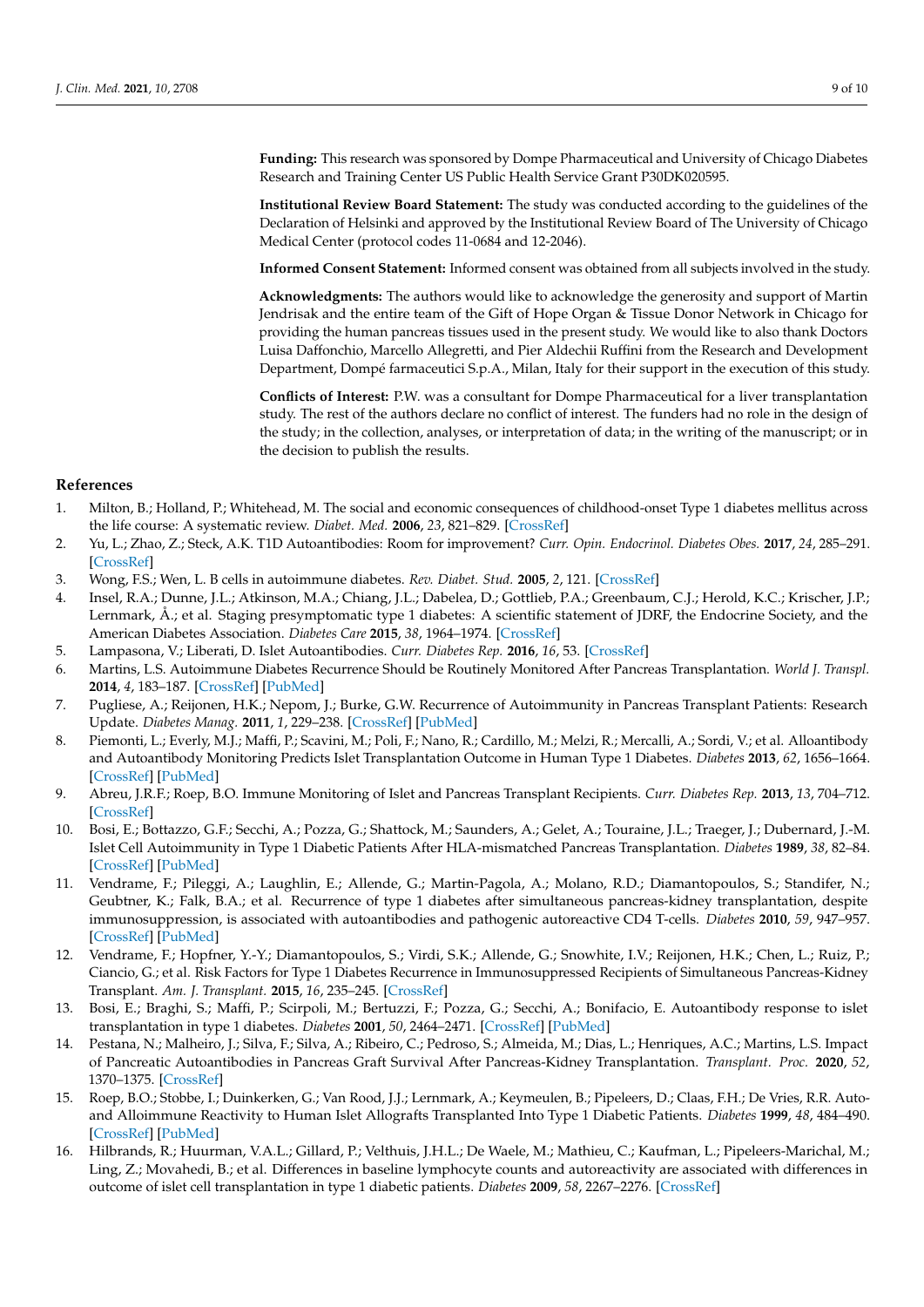**Funding:** This research was sponsored by Dompe Pharmaceutical and University of Chicago Diabetes Research and Training Center US Public Health Service Grant P30DK020595.

**Institutional Review Board Statement:** The study was conducted according to the guidelines of the Declaration of Helsinki and approved by the Institutional Review Board of The University of Chicago Medical Center (protocol codes 11-0684 and 12-2046).

**Informed Consent Statement:** Informed consent was obtained from all subjects involved in the study.

**Acknowledgments:** The authors would like to acknowledge the generosity and support of Martin Jendrisak and the entire team of the Gift of Hope Organ & Tissue Donor Network in Chicago for providing the human pancreas tissues used in the present study. We would like to also thank Doctors Luisa Daffonchio, Marcello Allegretti, and Pier Aldechii Ruffini from the Research and Development Department, Dompé farmaceutici S.p.A., Milan, Italy for their support in the execution of this study.

**Conflicts of Interest:** P.W. was a consultant for Dompe Pharmaceutical for a liver transplantation study. The rest of the authors declare no conflict of interest. The funders had no role in the design of the study; in the collection, analyses, or interpretation of data; in the writing of the manuscript; or in the decision to publish the results.

## References

1. Milton, B.; Holland, P.; Whitehead, M. The social and economic consequences of childhood-onset Type 1 diabetes mellitus across the life course: A systematic review. *Diabet. Med.* **2006**, *23*, 821–829. [CrossRef]
2. Yu, L.; Zhao, Z.; Steck, A.K. T1D Autoantibodies: Room for improvement? *Curr. Opin. Endocrinol. Diabetes Obes.* **2017**, *24*, 285–291. [CrossRef]
3. Wong, F.S.; Wen, L. B cells in autoimmune diabetes. *Rev. Diabet. Stud.* **2005**, *2*, 121. [CrossRef]
4. Insel, R.A.; Dunne, J.L.; Atkinson, M.A.; Chiang, J.L.; Dabelea, D.; Gottlieb, P.A.; Greenbaum, C.J.; Herold, K.C.; Krischer, J.P.; Lernmark, Å.; et al. Staging presymptomatic type 1 diabetes: A scientific statement of JDRF, the Endocrine Society, and the American Diabetes Association. *Diabetes Care* **2015**, *38*, 1964–1974. [CrossRef]
5. Lampasona, V.; Liberati, D. Islet Autoantibodies. *Curr. Diabetes Rep.* **2016**, *16*, 53. [CrossRef]
6. Martins, L.S. Autoimmune Diabetes Recurrence Should be Routinely Monitored After Pancreas Transplantation. *World J. Transpl.* **2014**, *4*, 183–187. [CrossRef] [PubMed]
7. Pugliese, A.; Reijonen, H.K.; Nepom, J.; Burke, G.W. Recurrence of Autoimmunity in Pancreas Transplant Patients: Research Update. *Diabetes Manag.* **2011**, *1*, 229–238. [CrossRef] [PubMed]
8. Piemonti, L.; Everly, M.J.; Maffi, P.; Scavini, M.; Poli, F.; Nano, R.; Cardillo, M.; Melzi, R.; Mercalli, A.; Sordi, V.; et al. Alloantibody and Autoantibody Monitoring Predicts Islet Transplantation Outcome in Human Type 1 Diabetes. *Diabetes* **2013**, *62*, 1656–1664. [CrossRef] [PubMed]
9. Abreu, J.R.F.; Roep, B.O. Immune Monitoring of Islet and Pancreas Transplant Recipients. *Curr. Diabetes Rep.* **2013**, *13*, 704–712. [CrossRef]
10. Bosi, E.; Bottazzo, G.F.; Secchi, A.; Pozza, G.; Shattock, M.; Saunders, A.; Gelet, A.; Touraine, J.L.; Traeger, J.; Dubernard, J.-M. Islet Cell Autoimmunity in Type 1 Diabetic Patients After HLA-mismatched Pancreas Transplantation. *Diabetes* **1989**, *38*, 82–84. [CrossRef] [PubMed]
11. Vendrame, F.; Pileggi, A.; Laughlin, E.; Allende, G.; Martin-Pagola, A.; Molano, R.D.; Diamantopoulos, S.; Standifer, N.; Geubtner, K.; Falk, B.A.; et al. Recurrence of type 1 diabetes after simultaneous pancreas-kidney transplantation, despite immunosuppression, is associated with autoantibodies and pathogenic autoreactive CD4 T-cells. *Diabetes* **2010**, *59*, 947–957. [CrossRef] [PubMed]
12. Vendrame, F.; Hopfner, Y.-Y.; Diamantopoulos, S.; Virdi, S.K.; Allende, G.; Snowhite, I.V.; Reijonen, H.K.; Chen, L.; Ruiz, P.; Ciancio, G.; et al. Risk Factors for Type 1 Diabetes Recurrence in Immunosuppressed Recipients of Simultaneous Pancreas-Kidney Transplant. *Am. J. Transplant.* **2015**, *16*, 235–245. [CrossRef]
13. Bosi, E.; Braghi, S.; Maffi, P.; Scirpoli, M.; Bertuzzi, F.; Pozza, G.; Secchi, A.; Bonifacio, E. Autoantibody response to islet transplantation in type 1 diabetes. *Diabetes* **2001**, *50*, 2464–2471. [CrossRef] [PubMed]
14. Pestana, N.; Malheiro, J.; Silva, F.; Silva, A.; Ribeiro, C.; Pedroso, S.; Almeida, M.; Dias, L.; Henriques, A.C.; Martins, L.S. Impact of Pancreatic Autoantibodies in Pancreas Graft Survival After Pancreas-Kidney Transplantation. *Transplant. Proc.* **2020**, *52*, 1370–1375. [CrossRef]
15. Roep, B.O.; Stobbe, I.; Duinkerken, G.; Van Rood, J.J.; Lernmark, A.; Keymeulen, B.; Pipeleers, D.; Claas, F.H.; De Vries, R.R. Auto- and Alloimmune Reactivity to Human Islet Allografts Transplanted Into Type 1 Diabetic Patients. *Diabetes* **1999**, *48*, 484–490. [CrossRef] [PubMed]
16. Hilbrands, R.; Huurman, V.A.L.; Gillard, P.; Velthuis, J.H.L.; De Waele, M.; Mathieu, C.; Kaufman, L.; Pipeleers-Marichal, M.; Ling, Z.; Movahedi, B.; et al. Differences in baseline lymphocyte counts and autoreactivity are associated with differences in outcome of islet cell transplantation in type 1 diabetic patients. *Diabetes* **2009**, *58*, 2267–2276. [CrossRef]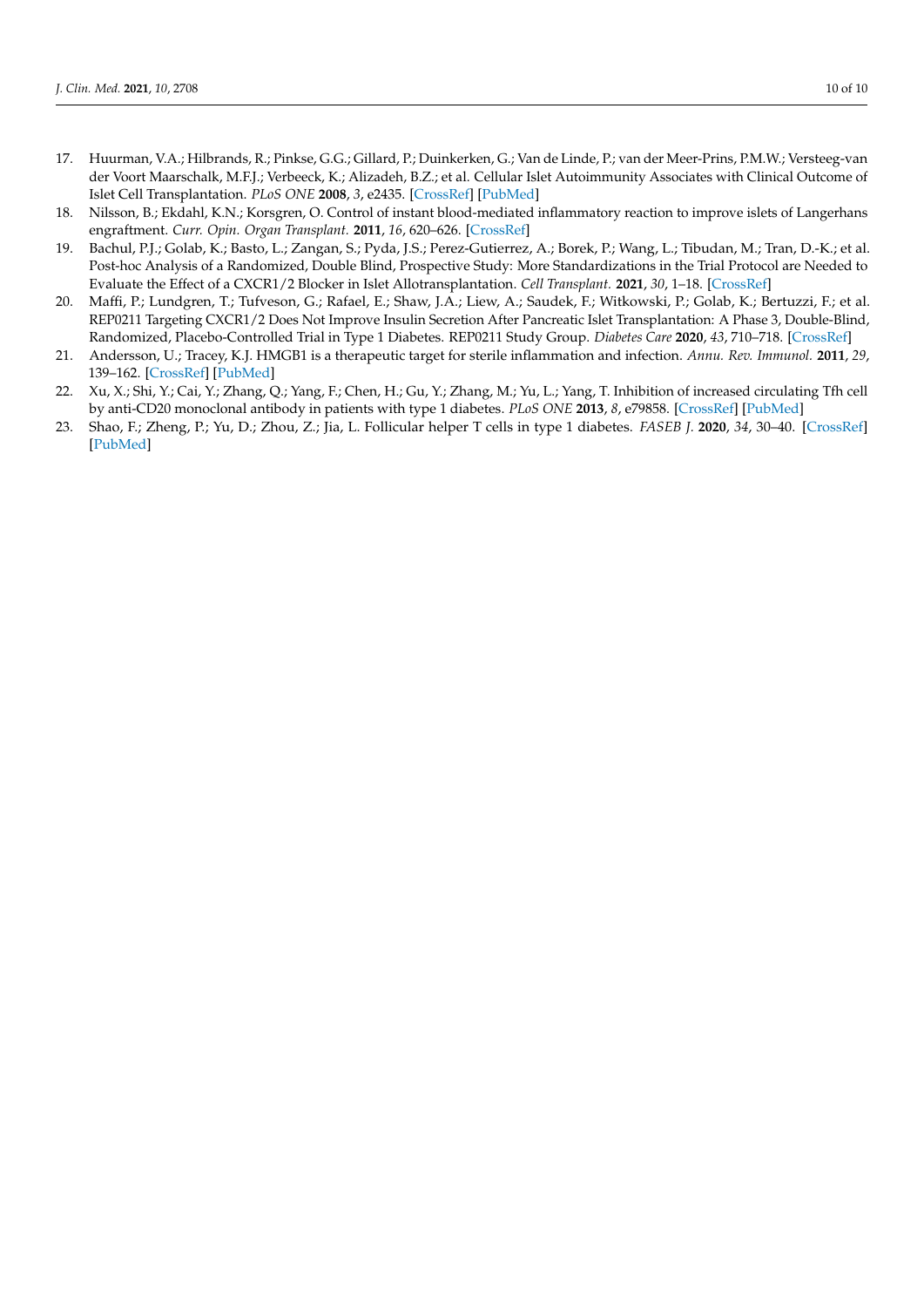17. Huurman, V.A.; Hilbrands, R.; Pinkse, G.G.; Gillard, P.; Duinkerken, G.; Van de Linde, P.; van der Meer-Prins, P.M.W.; Versteeg-van der Voort Maarschalk, M.F.J.; Verbeeck, K.; Alizadeh, B.Z.; et al. Cellular Islet Autoimmunity Associates with Clinical Outcome of Islet Cell Transplantation. *PLoS ONE* **2008**, *3*, e2435. [CrossRef] [PubMed]
18. Nilsson, B.; Ekdahl, K.N.; Korsgren, O. Control of instant blood-mediated inflammatory reaction to improve islets of Langerhans engraftment. *Curr. Opin. Organ Transplant.* **2011**, *16*, 620–626. [CrossRef]
19. Bachul, P.J.; Golab, K.; Basto, L.; Zangan, S.; Pyda, J.S.; Perez-Gutierrez, A.; Borek, P.; Wang, L.; Tibudan, M.; Tran, D.-K.; et al. Post-hoc Analysis of a Randomized, Double Blind, Prospective Study: More Standardizations in the Trial Protocol are Needed to Evaluate the Effect of a CXCR1/2 Blocker in Islet Allotransplantation. *Cell Transplant.* **2021**, *30*, 1–18. [CrossRef]
20. Maffi, P.; Lundgren, T.; Tufveson, G.; Rafael, E.; Shaw, J.A.; Liew, A.; Saudek, F.; Witkowski, P.; Golab, K.; Bertuzzi, F.; et al. REP0211 Targeting CXCR1/2 Does Not Improve Insulin Secretion After Pancreatic Islet Transplantation: A Phase 3, Double-Blind, Randomized, Placebo-Controlled Trial in Type 1 Diabetes. REP0211 Study Group. *Diabetes Care* **2020**, *43*, 710–718. [CrossRef]
21. Andersson, U.; Tracey, K.J. HMGB1 is a therapeutic target for sterile inflammation and infection. *Annu. Rev. Immunol.* **2011**, *29*, 139–162. [CrossRef] [PubMed]
22. Xu, X.; Shi, Y.; Cai, Y.; Zhang, Q.; Yang, F.; Chen, H.; Gu, Y.; Zhang, M.; Yu, L.; Yang, T. Inhibition of increased circulating Tfh cell by anti-CD20 monoclonal antibody in patients with type 1 diabetes. *PLoS ONE* **2013**, *8*, e79858. [CrossRef] [PubMed]
23. Shao, F.; Zheng, P.; Yu, D.; Zhou, Z.; Jia, L. Follicular helper T cells in type 1 diabetes. *FASEB J.* **2020**, *34*, 30–40. [CrossRef] [PubMed]